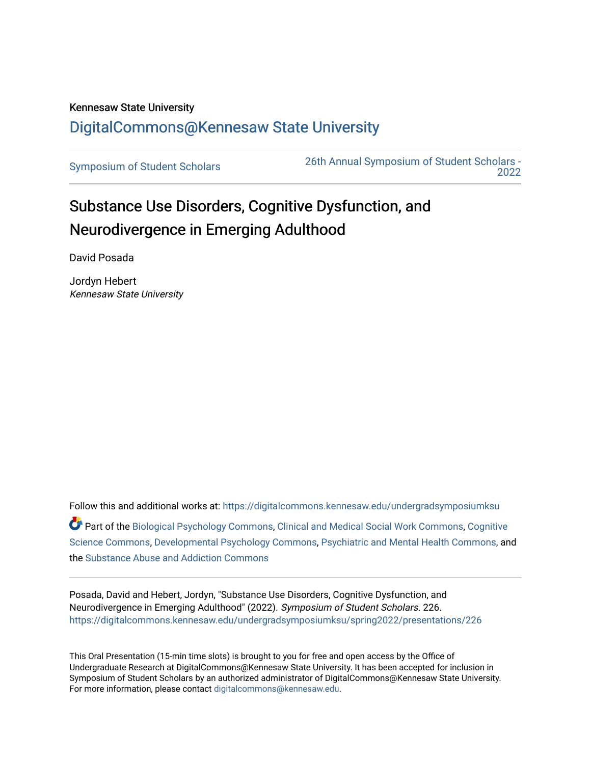Kennesaw State University

# DigitalCommons@Kennesaw State University

Symposium of Student Scholars

26th Annual Symposium of Student Scholars - 2022

## Substance Use Disorders, Cognitive Dysfunction, and Neurodivergence in Emerging Adulthood

David Posada

Jordyn Hebert
*Kennesaw State University*

Follow this and additional works at: https://digitalcommons.kennesaw.edu/undergradsymposiumksu

Part of the Biological Psychology Commons, Clinical and Medical Social Work Commons, Cognitive Science Commons, Developmental Psychology Commons, Psychiatric and Mental Health Commons, and the Substance Abuse and Addiction Commons

Posada, David and Hebert, Jordyn, "Substance Use Disorders, Cognitive Dysfunction, and Neurodivergence in Emerging Adulthood" (2022). *Symposium of Student Scholars*. 226.
https://digitalcommons.kennesaw.edu/undergradsymposiumksu/spring2022/presentations/226

This Oral Presentation (15-min time slots) is brought to you for free and open access by the Office of Undergraduate Research at DigitalCommons@Kennesaw State University. It has been accepted for inclusion in Symposium of Student Scholars by an authorized administrator of DigitalCommons@Kennesaw State University. For more information, please contact digitalcommons@kennesaw.edu.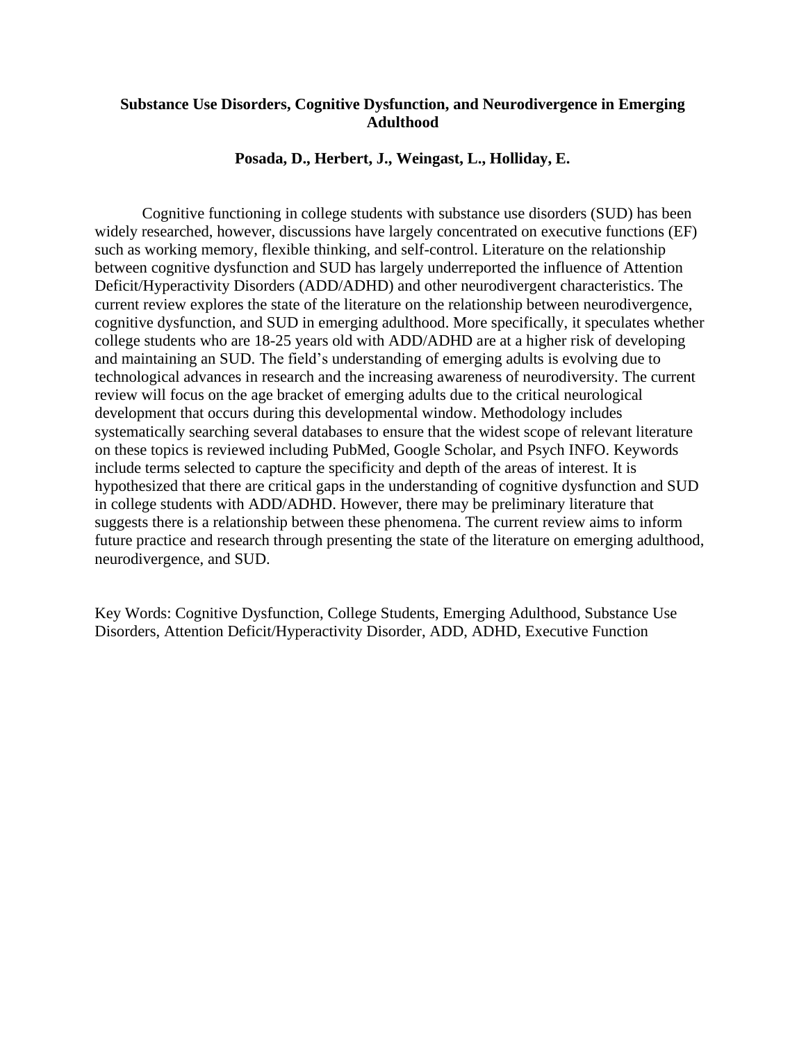# Substance Use Disorders, Cognitive Dysfunction, and Neurodivergence in Emerging Adulthood

**Posada, D., Herbert, J., Weingast, L., Holliday, E.**

Cognitive functioning in college students with substance use disorders (SUD) has been widely researched, however, discussions have largely concentrated on executive functions (EF) such as working memory, flexible thinking, and self-control. Literature on the relationship between cognitive dysfunction and SUD has largely underreported the influence of Attention Deficit/Hyperactivity Disorders (ADD/ADHD) and other neurodivergent characteristics. The current review explores the state of the literature on the relationship between neurodivergence, cognitive dysfunction, and SUD in emerging adulthood. More specifically, it speculates whether college students who are 18-25 years old with ADD/ADHD are at a higher risk of developing and maintaining an SUD. The field's understanding of emerging adults is evolving due to technological advances in research and the increasing awareness of neurodiversity. The current review will focus on the age bracket of emerging adults due to the critical neurological development that occurs during this developmental window. Methodology includes systematically searching several databases to ensure that the widest scope of relevant literature on these topics is reviewed including PubMed, Google Scholar, and Psych INFO. Keywords include terms selected to capture the specificity and depth of the areas of interest. It is hypothesized that there are critical gaps in the understanding of cognitive dysfunction and SUD in college students with ADD/ADHD. However, there may be preliminary literature that suggests there is a relationship between these phenomena. The current review aims to inform future practice and research through presenting the state of the literature on emerging adulthood, neurodivergence, and SUD.

Key Words: Cognitive Dysfunction, College Students, Emerging Adulthood, Substance Use Disorders, Attention Deficit/Hyperactivity Disorder, ADD, ADHD, Executive Function